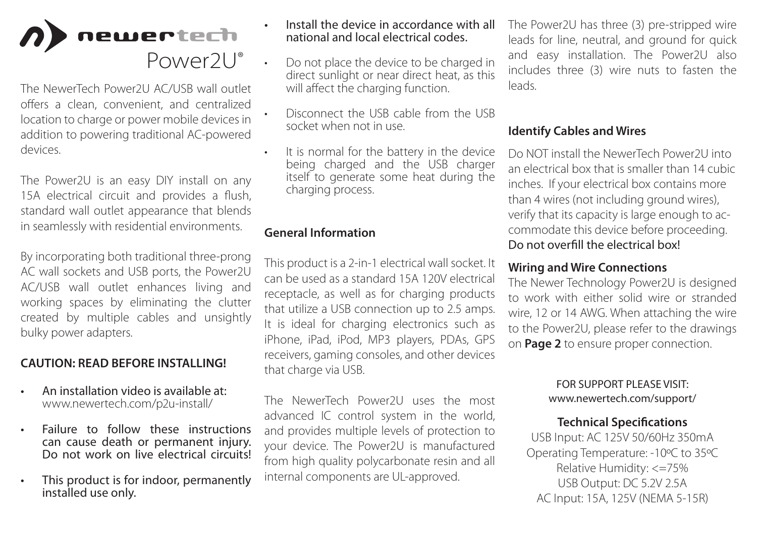# newertech Power2U®

The NewerTech Power2U AC/USB wall outlet offers a clean, convenient, and centralized location to charge or power mobile devices in addition to powering traditional AC-powered devices.

The Power2U is an easy DIY install on any 15A electrical circuit and provides a flush, standard wall outlet appearance that blends in seamlessly with residential environments.

By incorporating both traditional three-prong AC wall sockets and USB ports, the Power2U AC/USB wall outlet enhances living and working spaces by eliminating the clutter created by multiple cables and unsightly bulky power adapters.

**CAUTION: READ BEFORE INSTALLING!**

- An installation video is available at: www.newertech.com/p2u-install/
- Failure to follow these instructions can cause death or permanent injury. Do not work on live electrical circuits!
- This product is for indoor, permanently installed use only.
- Install the device in accordance with all national and local electrical codes.
- Do not place the device to be charged in direct sunlight or near direct heat, as this will affect the charging function.
- Disconnect the USB cable from the USB socket when not in use.
- It is normal for the battery in the device being charged and the USB charger itself to generate some heat during the charging process.

**General Information**

This product is a 2-in-1 electrical wall socket. It can be used as a standard 15A 120V electrical receptacle, as well as for charging products that utilize a USB connection up to 2.5 amps. It is ideal for charging electronics such as iPhone, iPad, iPod, MP3 players, PDAs, GPS receivers, gaming consoles, and other devices that charge via USB.

The NewerTech Power2U uses the most advanced IC control system in the world, and provides multiple levels of protection to your device. The Power2U is manufactured from high quality polycarbonate resin and all internal components are UL-approved.

The Power2U has three (3) pre-stripped wire leads for line, neutral, and ground for quick and easy installation. The Power2U also includes three (3) wire nuts to fasten the leads.

**Identify Cables and Wires**

Do NOT install the NewerTech Power2U into an electrical box that is smaller than 14 cubic inches. If your electrical box contains more than 4 wires (not including ground wires), verify that its capacity is large enough to accommodate this device before proceeding. Do not overfill the electrical box!

**Wiring and Wire Connections**

The Newer Technology Power2U is designed to work with either solid wire or stranded wire, 12 or 14 AWG. When attaching the wire to the Power2U, please refer to the drawings on **Page 2** to ensure proper connection.

FOR SUPPORT PLEASE VISIT:
www.newertech.com/support/

**Technical Specifications**

USB Input: AC 125V 50/60Hz 350mA
Operating Temperature: -10ºC to 35ºC
Relative Humidity: <=75%
USB Output: DC 5.2V 2.5A
AC Input: 15A, 125V (NEMA 5-15R)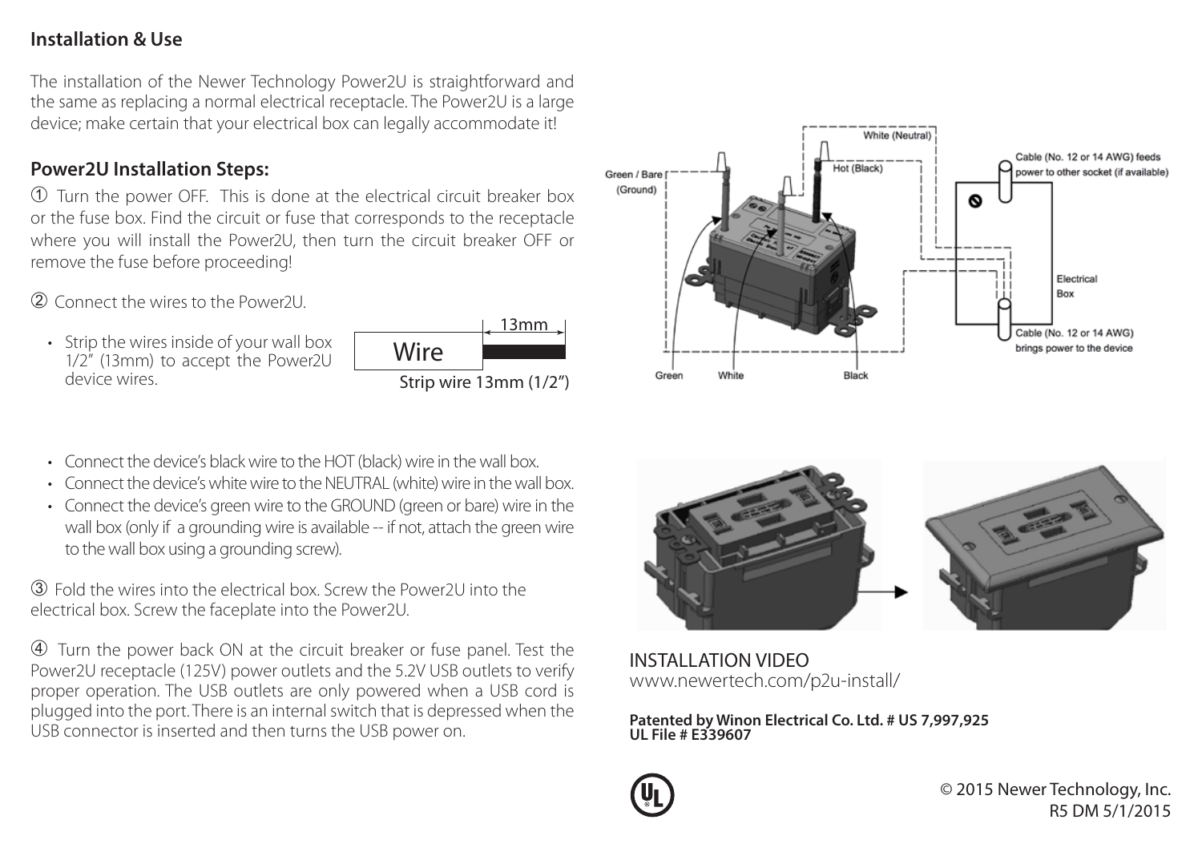## Installation & Use

The installation of the Newer Technology Power2U is straightforward and the same as replacing a normal electrical receptacle. The Power2U is a large device; make certain that your electrical box can legally accommodate it!

### Power2U Installation Steps:

① Turn the power OFF. This is done at the electrical circuit breaker box or the fuse box. Find the circuit or fuse that corresponds to the receptacle where you will install the Power2U, then turn the circuit breaker OFF or remove the fuse before proceeding!

② Connect the wires to the Power2U.

- Strip the wires inside of your wall box 1/2" (13mm) to accept the Power2U device wires.

Wire

13mm

Strip wire 13mm (1/2")

- Connect the device's black wire to the HOT (black) wire in the wall box.
- Connect the device's white wire to the NEUTRAL (white) wire in the wall box.
- Connect the device's green wire to the GROUND (green or bare) wire in the wall box (only if a grounding wire is available -- if not, attach the green wire to the wall box using a grounding screw).

③ Fold the wires into the electrical box. Screw the Power2U into the electrical box. Screw the faceplate into the Power2U.

④ Turn the power back ON at the circuit breaker or fuse panel. Test the Power2U receptacle (125V) power outlets and the 5.2V USB outlets to verify proper operation. The USB outlets are only powered when a USB cord is plugged into the port. There is an internal switch that is depressed when the USB connector is inserted and then turns the USB power on.

White (Neutral)

Green / Bare (Ground)

Hot (Black)

Cable (No. 12 or 14 AWG) feeds power to other socket (if available)

Electrical Box

Cable (No. 12 or 14 AWG) brings power to the device

Green

White

Black

INSTALLATION VIDEO
www.newertech.com/p2u-install/

**Patented by Winon Electrical Co. Ltd. # US 7,997,925**
**UL File # E339607**

© 2015 Newer Technology, Inc.
R5 DM 5/1/2015